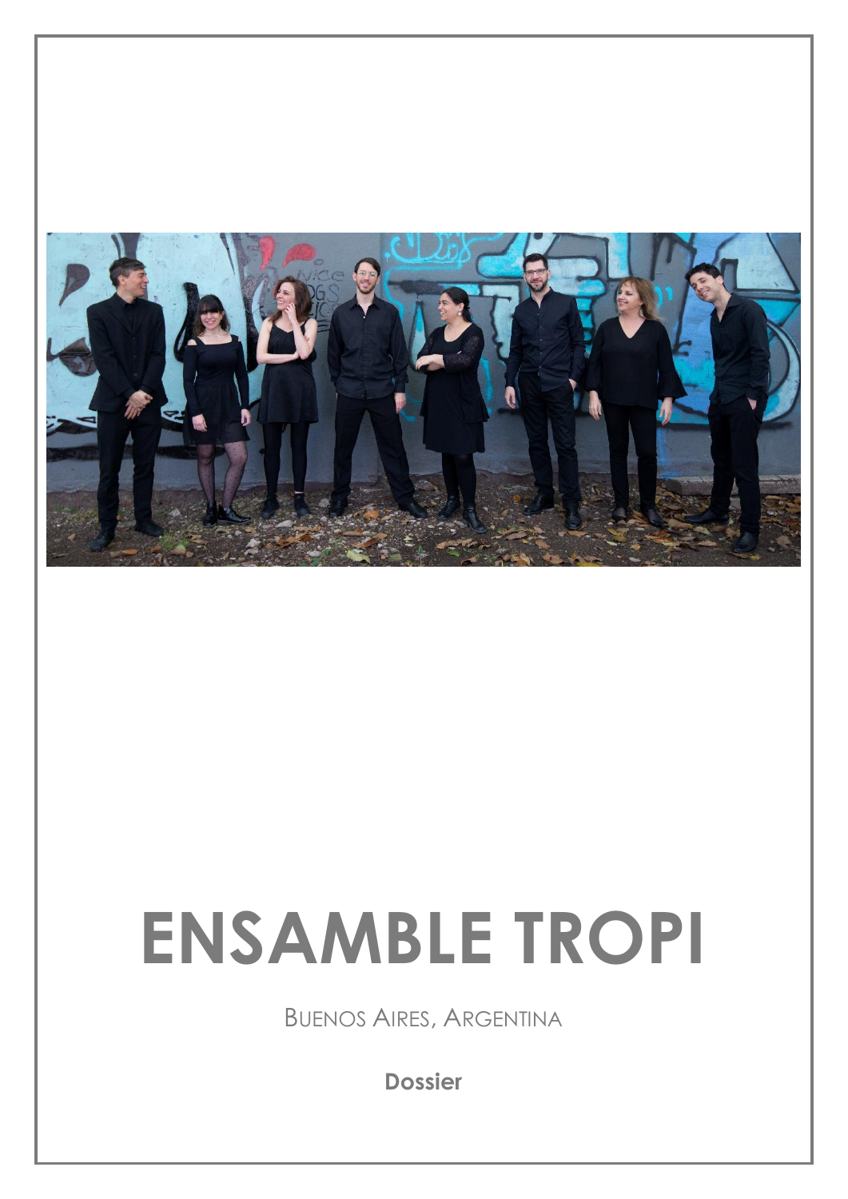# ENSAMBLE TROPI

BUENOS AIRES, ARGENTINA

**Dossier**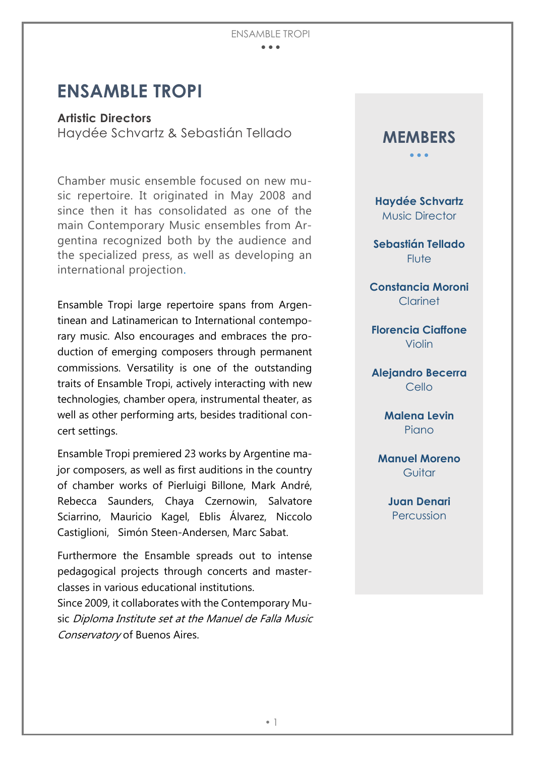# ENSAMBLE TROPI

**Artistic Directors**
Haydée Schvartz & Sebastián Tellado

Chamber music ensemble focused on new music repertoire. It originated in May 2008 and since then it has consolidated as one of the main Contemporary Music ensembles from Argentina recognized both by the audience and the specialized press, as well as developing an international projection.

Ensamble Tropi large repertoire spans from Argentinean and Latinamerican to International contemporary music. Also encourages and embraces the production of emerging composers through permanent commissions. Versatility is one of the outstanding traits of Ensamble Tropi, actively interacting with new technologies, chamber opera, instrumental theater, as well as other performing arts, besides traditional concert settings.

Ensamble Tropi premiered 23 works by Argentine major composers, as well as first auditions in the country of chamber works of Pierluigi Billone, Mark André, Rebecca Saunders, Chaya Czernowin, Salvatore Sciarrino, Mauricio Kagel, Eblis Álvarez, Niccolo Castiglioni, Simón Steen-Andersen, Marc Sabat.

Furthermore the Ensamble spreads out to intense pedagogical projects through concerts and masterclasses in various educational institutions.
Since 2009, it collaborates with the Contemporary Music *Diploma Institute set at the Manuel de Falla Music Conservatory* of Buenos Aires.

## MEMBERS

**Haydée Schvartz**
Music Director

**Sebastián Tellado**
Flute

**Constancia Moroni**
Clarinet

**Florencia Ciaffone**
Violin

**Alejandro Becerra**
Cello

**Malena Levin**
Piano

**Manuel Moreno**
Guitar

**Juan Denari**
Percussion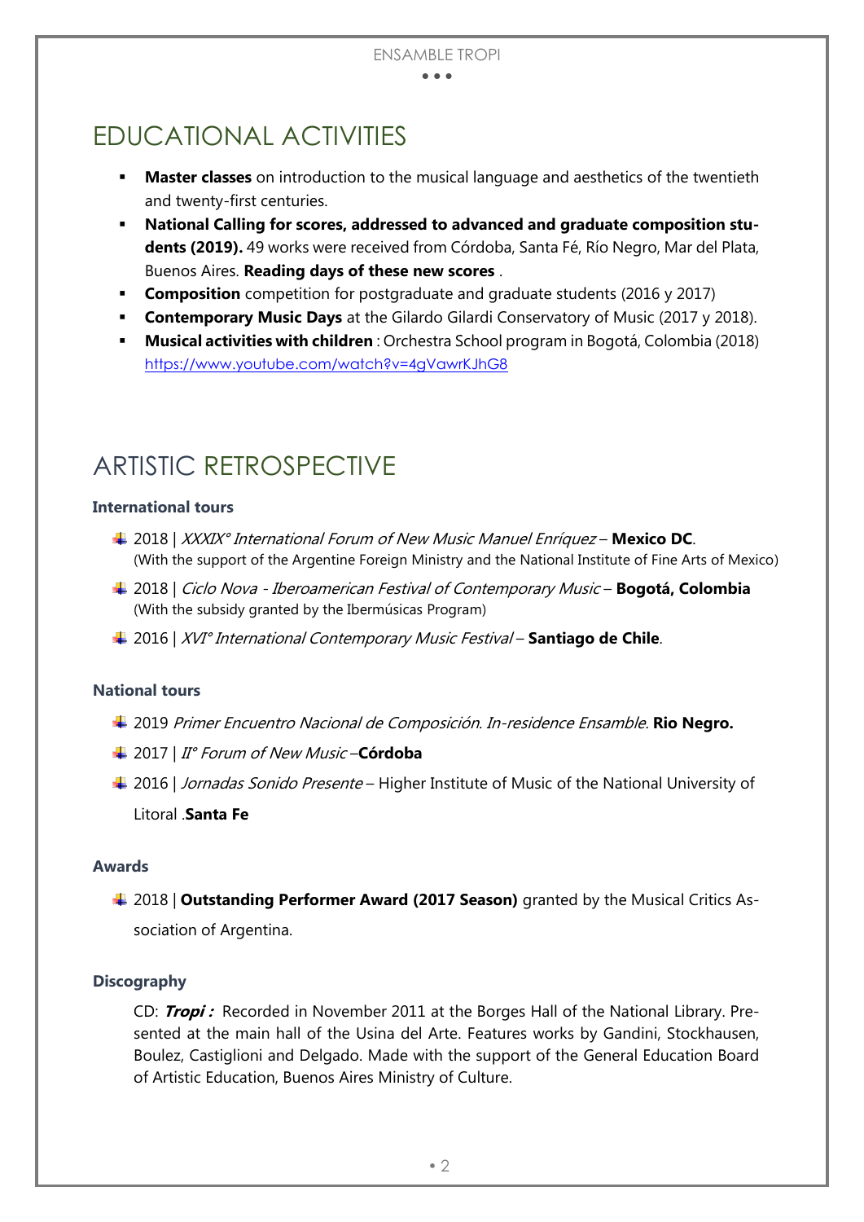# EDUCATIONAL ACTIVITIES

- **Master classes** on introduction to the musical language and aesthetics of the twentieth and twenty-first centuries.
- **National Calling for scores, addressed to advanced and graduate composition students (2019).** 49 works were received from Córdoba, Santa Fé, Río Negro, Mar del Plata, Buenos Aires. **Reading days of these new scores** .
- **Composition** competition for postgraduate and graduate students (2016 y 2017)
- **Contemporary Music Days** at the Gilardo Gilardi Conservatory of Music (2017 y 2018).
- **Musical activities with children** : Orchestra School program in Bogotá, Colombia (2018) https://www.youtube.com/watch?v=4gVawrKJhG8

# ARTISTIC RETROSPECTIVE

### International tours

- 2018 | *XXXIX° International Forum of New Music Manuel Enríquez* – **Mexico DC**.
  (With the support of the Argentine Foreign Ministry and the National Institute of Fine Arts of Mexico)
- 2018 | *Ciclo Nova - Iberoamerican Festival of Contemporary Music* – **Bogotá, Colombia**
  (With the subsidy granted by the Ibermúsicas Program)
- 2016 | *XVI° International Contemporary Music Festival* – **Santiago de Chile**.

### National tours

- 2019 *Primer Encuentro Nacional de Composición. In-residence Ensamble.* **Rio Negro.**
- 2017 | *II° Forum of New Music* –**Córdoba**
- 2016 | *Jornadas Sonido Presente* – Higher Institute of Music of the National University of Litoral .**Santa Fe**

### Awards

- 2018 | **Outstanding Performer Award (2017 Season)** granted by the Musical Critics Association of Argentina.

### Discography

CD: ***Tropi :*** Recorded in November 2011 at the Borges Hall of the National Library. Presented at the main hall of the Usina del Arte. Features works by Gandini, Stockhausen, Boulez, Castiglioni and Delgado. Made with the support of the General Education Board of Artistic Education, Buenos Aires Ministry of Culture.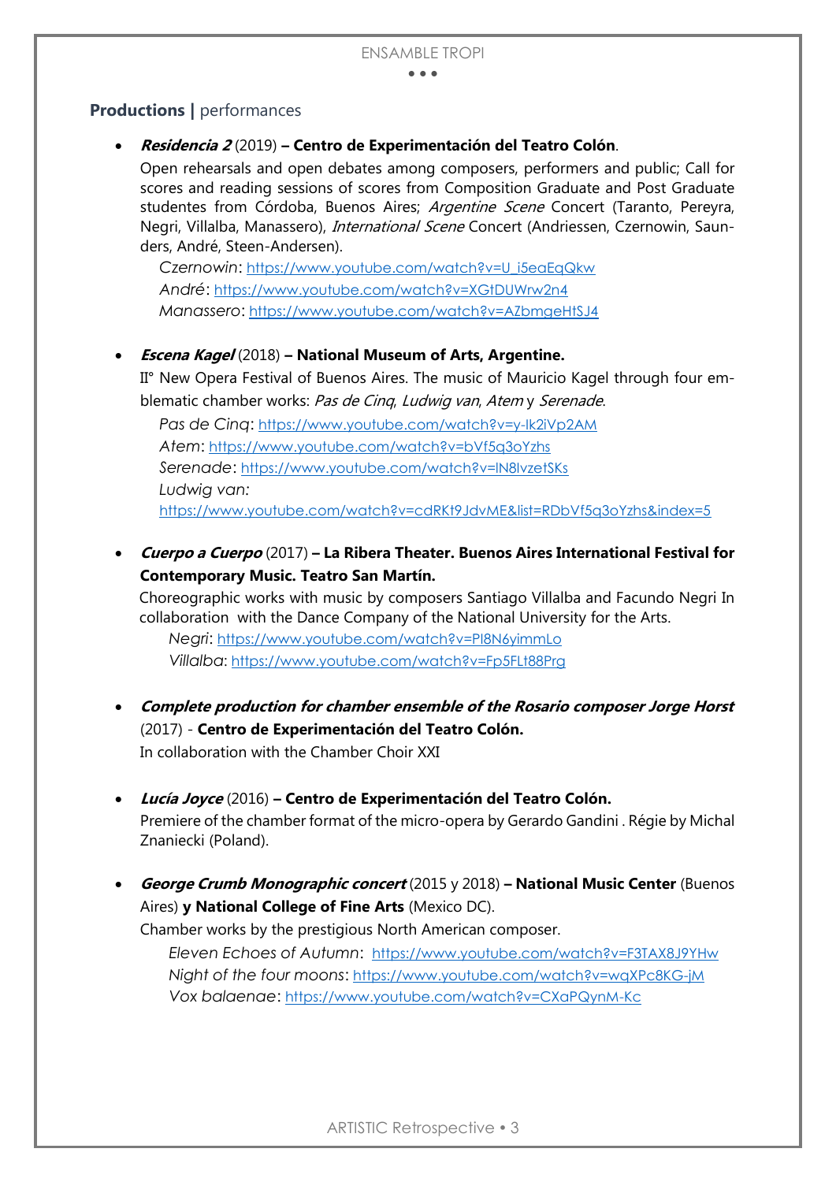## **Productions |** performances

- ***Residencia 2*** (2019) **– Centro de Experimentación del Teatro Colón**.

  Open rehearsals and open debates among composers, performers and public; Call for scores and reading sessions of scores from Composition Graduate and Post Graduate studentes from Córdoba, Buenos Aires; *Argentine Scene* Concert (Taranto, Pereyra, Negri, Villalba, Manassero), *International Scene* Concert (Andriessen, Czernowin, Saunders, André, Steen-Andersen).

  *Czernowin*: https://www.youtube.com/watch?v=U_i5eaEqQkw
  *André*: https://www.youtube.com/watch?v=XGtDUWrw2n4
  *Manassero*: https://www.youtube.com/watch?v=AZbmgeHtSJ4

- ***Escena Kagel*** (2018) **– National Museum of Arts, Argentine.**

  II° New Opera Festival of Buenos Aires. The music of Mauricio Kagel through four emblematic chamber works: *Pas de Cinq*, *Ludwig van*, *Atem* y *Serenade*.

  *Pas de Cinq*: https://www.youtube.com/watch?v=y-lk2iVp2AM
  *Atem*: https://www.youtube.com/watch?v=bVf5q3oYzhs
  *Serenade*: https://www.youtube.com/watch?v=IN8lvzetSKs
  *Ludwig van:*
  https://www.youtube.com/watch?v=cdRKt9JdvME&list=RDbVf5q3oYzhs&index=5

- ***Cuerpo a Cuerpo*** (2017) **– La Ribera Theater. Buenos Aires International Festival for Contemporary Music. Teatro San Martín.**

  Choreographic works with music by composers Santiago Villalba and Facundo Negri In collaboration with the Dance Company of the National University for the Arts.

  *Negri*: https://www.youtube.com/watch?v=PI8N6yimmLo
  *Villalba*: https://www.youtube.com/watch?v=Fp5FLt88Prg

- ***Complete production for chamber ensemble of the Rosario composer Jorge Horst*** (2017) - **Centro de Experimentación del Teatro Colón.**

  In collaboration with the Chamber Choir XXI

- ***Lucía Joyce*** (2016) **– Centro de Experimentación del Teatro Colón.**

  Premiere of the chamber format of the micro-opera by Gerardo Gandini . Régie by Michal Znaniecki (Poland).

- ***George Crumb Monographic concert*** (2015 y 2018) **– National Music Center** (Buenos Aires) **y National College of Fine Arts** (Mexico DC).

  Chamber works by the prestigious North American composer.

  *Eleven Echoes of Autumn*: https://www.youtube.com/watch?v=F3TAX8J9YHw
  *Night of the four moons*: https://www.youtube.com/watch?v=wqXPc8KG-jM
  *Vox balaenae*: https://www.youtube.com/watch?v=CXaPQynM-Kc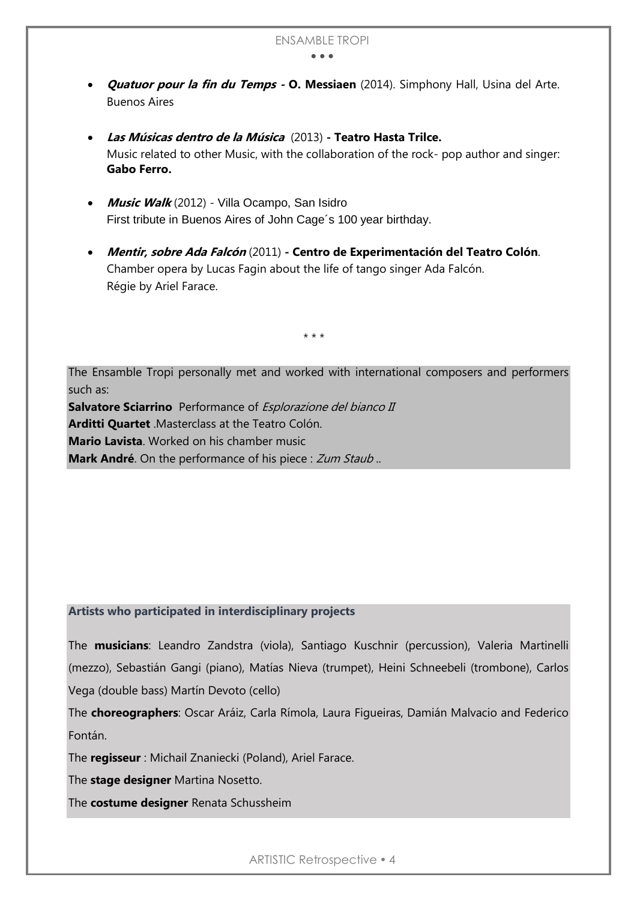- ***Quatuor pour la fin du Temps* - O. Messiaen** (2014). Simphony Hall, Usina del Arte. Buenos Aires

- ***Las Músicas dentro de la Música*** (2013) **- Teatro Hasta Trilce.**
  Music related to other Music, with the collaboration of the rock- pop author and singer: **Gabo Ferro.**

- ***Music Walk*** (2012) - Villa Ocampo, San Isidro
  First tribute in Buenos Aires of John Cage´s 100 year birthday.

- ***Mentir, sobre Ada Falcón*** (2011) **- Centro de Experimentación del Teatro Colón**.
  Chamber opera by Lucas Fagin about the life of tango singer Ada Falcón.
  Régie by Ariel Farace.

\* \* \*

The Ensamble Tropi personally met and worked with international composers and performers such as:

**Salvatore Sciarrino** Performance of *Esplorazione del bianco II*
**Arditti Quartet** .Masterclass at the Teatro Colón.
**Mario Lavista**. Worked on his chamber music
**Mark André**. On the performance of his piece : *Zum Staub* ..

**Artists who participated in interdisciplinary projects**

The **musicians**: Leandro Zandstra (viola), Santiago Kuschnir (percussion), Valeria Martinelli (mezzo), Sebastián Gangi (piano), Matías Nieva (trumpet), Heini Schneebeli (trombone), Carlos Vega (double bass) Martín Devoto (cello)

The **choreographers**: Oscar Aráiz, Carla Rímola, Laura Figueiras, Damián Malvacio and Federico Fontán.

The **regisseur** : Michail Znaniecki (Poland), Ariel Farace.

The **stage designer** Martina Nosetto.

The **costume designer** Renata Schussheim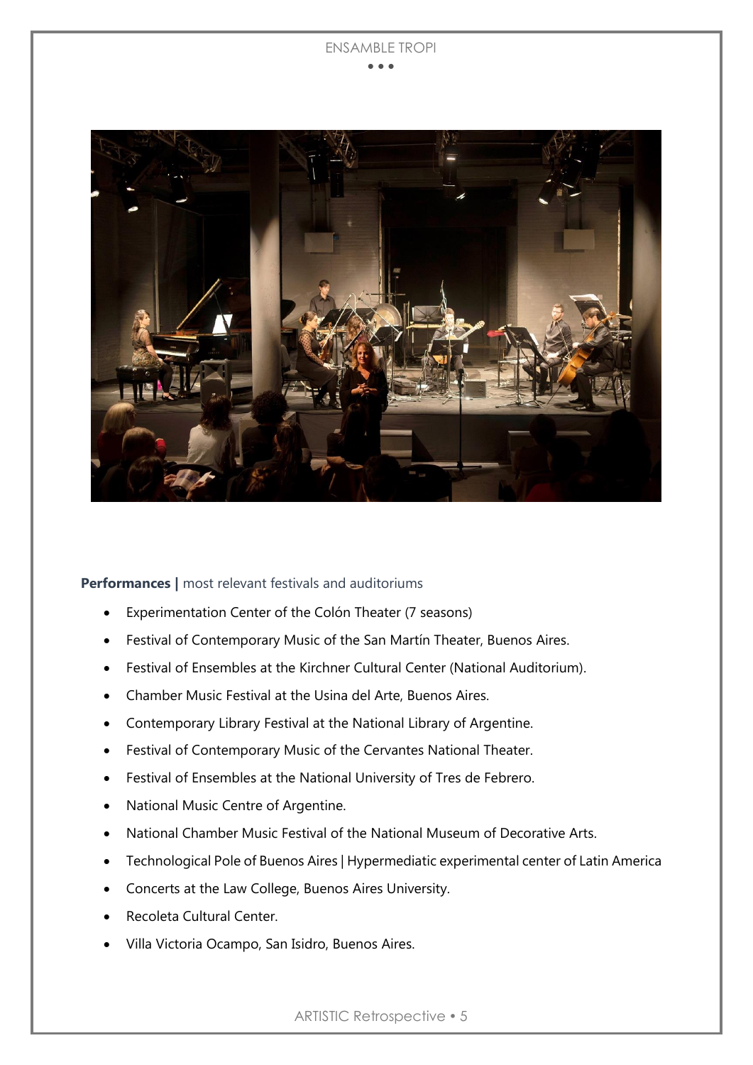**Performances |** most relevant festivals and auditoriums

- Experimentation Center of the Colón Theater (7 seasons)
- Festival of Contemporary Music of the San Martín Theater, Buenos Aires.
- Festival of Ensembles at the Kirchner Cultural Center (National Auditorium).
- Chamber Music Festival at the Usina del Arte, Buenos Aires.
- Contemporary Library Festival at the National Library of Argentine.
- Festival of Contemporary Music of the Cervantes National Theater.
- Festival of Ensembles at the National University of Tres de Febrero.
- National Music Centre of Argentine.
- National Chamber Music Festival of the National Museum of Decorative Arts.
- Technological Pole of Buenos Aires | Hypermediatic experimental center of Latin America
- Concerts at the Law College, Buenos Aires University.
- Recoleta Cultural Center.
- Villa Victoria Ocampo, San Isidro, Buenos Aires.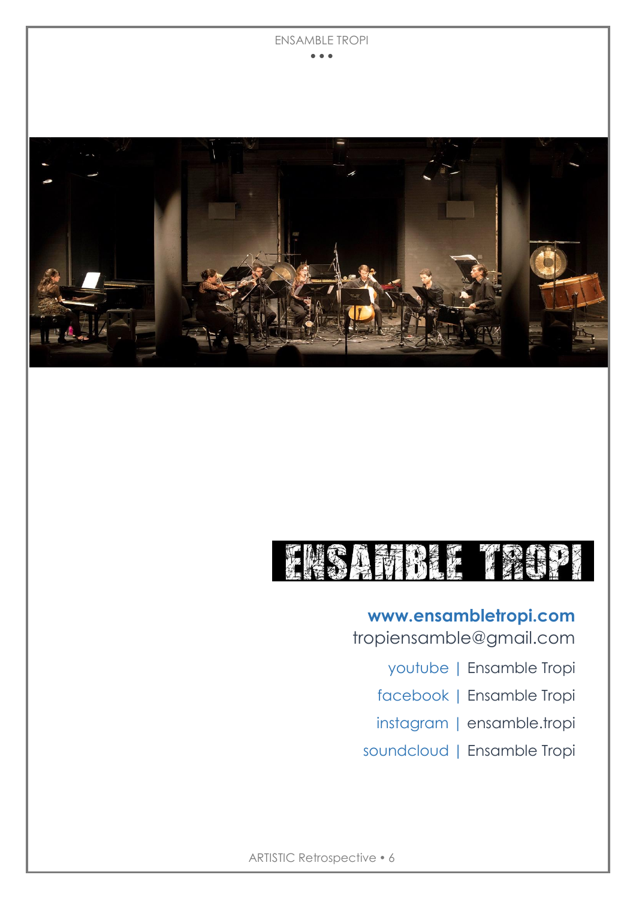# ENSAMBLE TROPI

**www.ensambletropi.com**
tropiensamble@gmail.com

youtube | Ensamble Tropi

facebook | Ensamble Tropi

instagram | ensamble.tropi

soundcloud | Ensamble Tropi